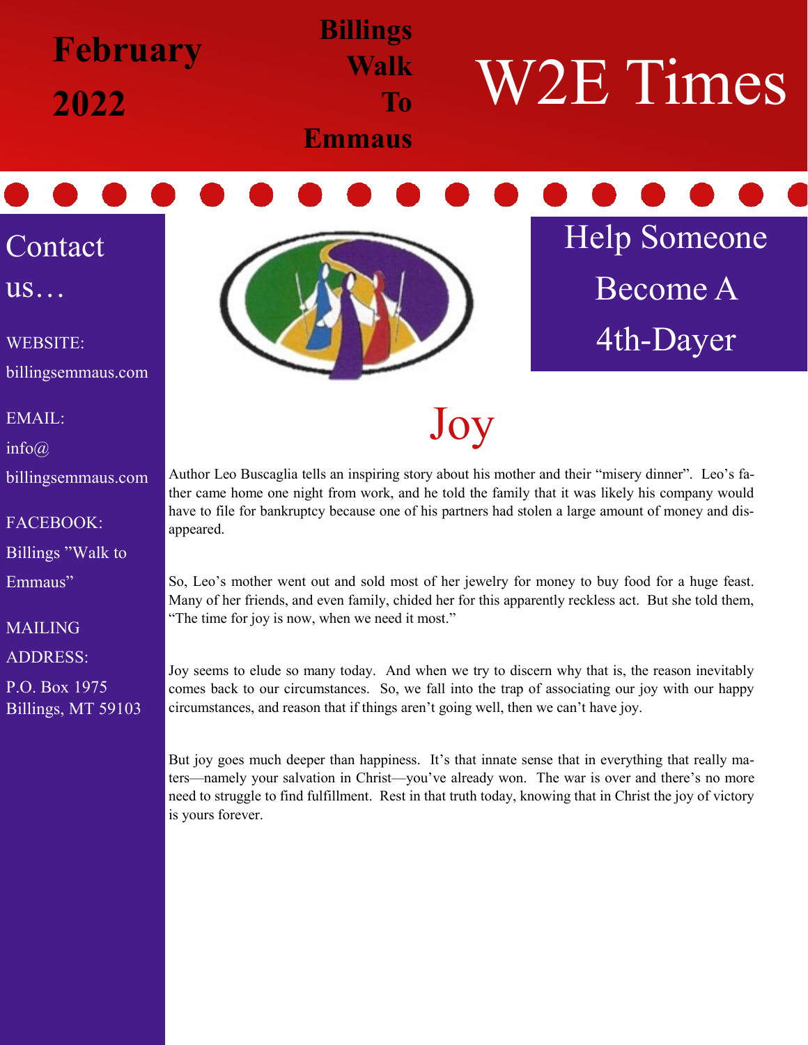# W2E Times

**February 2022**

**Billings Walk To Emmaus**

## Contact us…

WEBSITE:
billingsemmaus.com

EMAIL:
info@
billingsemmaus.com

FACEBOOK:
Billings "Walk to Emmaus"

MAILING ADDRESS:
P.O. Box 1975
Billings, MT 59103

## Help Someone Become A 4th-Dayer

# Joy

Author Leo Buscaglia tells an inspiring story about his mother and their "misery dinner". Leo's father came home one night from work, and he told the family that it was likely his company would have to file for bankruptcy because one of his partners had stolen a large amount of money and disappeared.

So, Leo's mother went out and sold most of her jewelry for money to buy food for a huge feast. Many of her friends, and even family, chided her for this apparently reckless act. But she told them, "The time for joy is now, when we need it most."

Joy seems to elude so many today. And when we try to discern why that is, the reason inevitably comes back to our circumstances. So, we fall into the trap of associating our joy with our happy circumstances, and reason that if things aren't going well, then we can't have joy.

But joy goes much deeper than happiness. It's that innate sense that in everything that really maters—namely your salvation in Christ—you've already won. The war is over and there's no more need to struggle to find fulfillment. Rest in that truth today, knowing that in Christ the joy of victory is yours forever.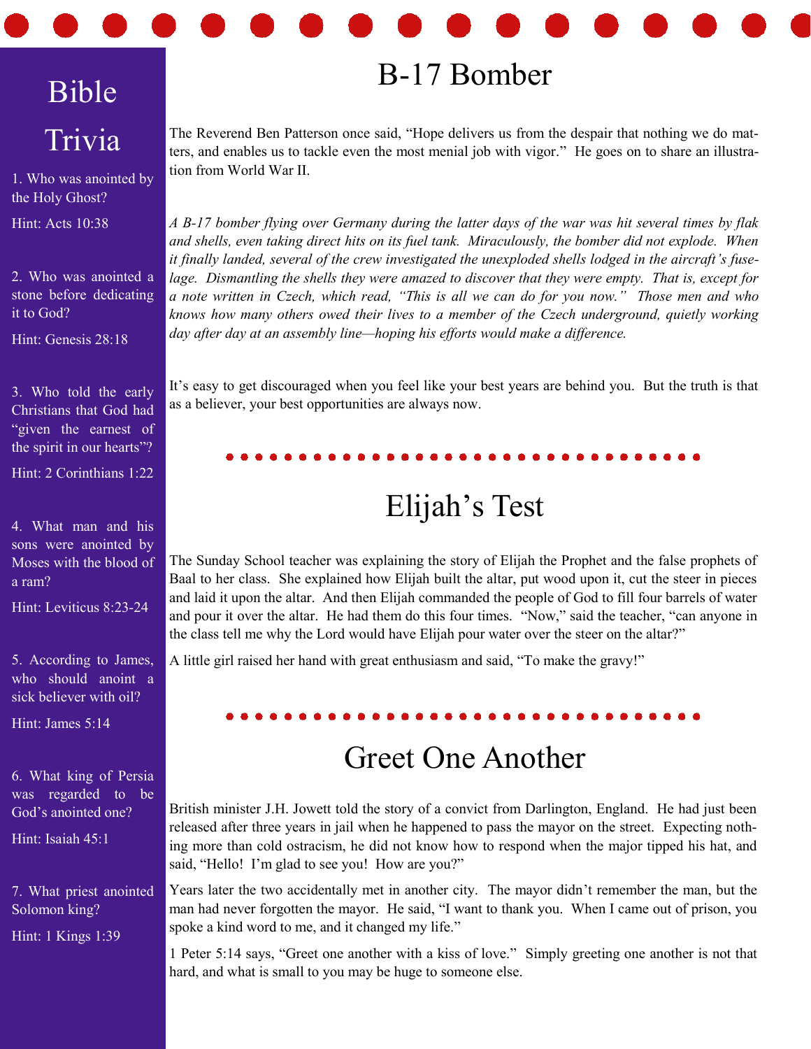## Bible Trivia

1. Who was anointed by the Holy Ghost?

Hint: Acts 10:38

2. Who was anointed a stone before dedicating it to God?

Hint: Genesis 28:18

3. Who told the early Christians that God had "given the earnest of the spirit in our hearts"?

Hint: 2 Corinthians 1:22

4. What man and his sons were anointed by Moses with the blood of a ram?

Hint: Leviticus 8:23-24

5. According to James, who should anoint a sick believer with oil?

Hint: James 5:14

6. What king of Persia was regarded to be God's anointed one?

Hint: Isaiah 45:1

7. What priest anointed Solomon king?

Hint: 1 Kings 1:39

# B-17 Bomber

The Reverend Ben Patterson once said, "Hope delivers us from the despair that nothing we do matters, and enables us to tackle even the most menial job with vigor." He goes on to share an illustration from World War II.

*A B-17 bomber flying over Germany during the latter days of the war was hit several times by flak and shells, even taking direct hits on its fuel tank. Miraculously, the bomber did not explode. When it finally landed, several of the crew investigated the unexploded shells lodged in the aircraft's fuselage. Dismantling the shells they were amazed to discover that they were empty. That is, except for a note written in Czech, which read, "This is all we can do for you now." Those men and who knows how many others owed their lives to a member of the Czech underground, quietly working day after day at an assembly line—hoping his efforts would make a difference.*

It's easy to get discouraged when you feel like your best years are behind you. But the truth is that as a believer, your best opportunities are always now.

# Elijah's Test

The Sunday School teacher was explaining the story of Elijah the Prophet and the false prophets of Baal to her class. She explained how Elijah built the altar, put wood upon it, cut the steer in pieces and laid it upon the altar. And then Elijah commanded the people of God to fill four barrels of water and pour it over the altar. He had them do this four times. "Now," said the teacher, "can anyone in the class tell me why the Lord would have Elijah pour water over the steer on the altar?"

A little girl raised her hand with great enthusiasm and said, "To make the gravy!"

# Greet One Another

British minister J.H. Jowett told the story of a convict from Darlington, England. He had just been released after three years in jail when he happened to pass the mayor on the street. Expecting nothing more than cold ostracism, he did not know how to respond when the major tipped his hat, and said, "Hello! I'm glad to see you! How are you?"

Years later the two accidentally met in another city. The mayor didn't remember the man, but the man had never forgotten the mayor. He said, "I want to thank you. When I came out of prison, you spoke a kind word to me, and it changed my life."

1 Peter 5:14 says, "Greet one another with a kiss of love." Simply greeting one another is not that hard, and what is small to you may be huge to someone else.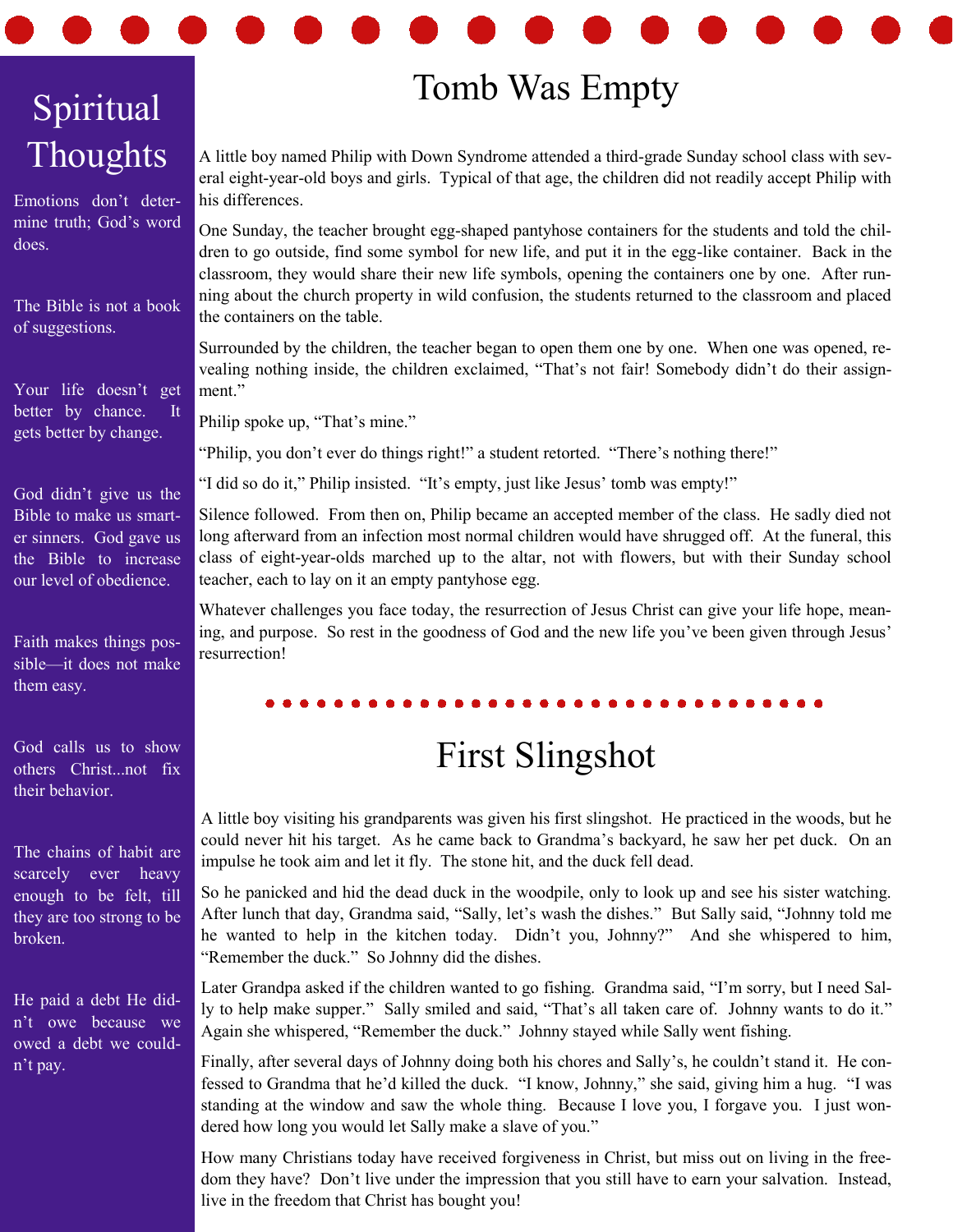## Spiritual Thoughts

Emotions don't determine truth; God's word does.

The Bible is not a book of suggestions.

Your life doesn't get better by chance. It gets better by change.

God didn't give us the Bible to make us smarter sinners. God gave us the Bible to increase our level of obedience.

Faith makes things possible—it does not make them easy.

God calls us to show others Christ...not fix their behavior.

The chains of habit are scarcely ever heavy enough to be felt, till they are too strong to be broken.

He paid a debt He didn't owe because we owed a debt we couldn't pay.

# Tomb Was Empty

A little boy named Philip with Down Syndrome attended a third-grade Sunday school class with several eight-year-old boys and girls. Typical of that age, the children did not readily accept Philip with his differences.

One Sunday, the teacher brought egg-shaped pantyhose containers for the students and told the children to go outside, find some symbol for new life, and put it in the egg-like container. Back in the classroom, they would share their new life symbols, opening the containers one by one. After running about the church property in wild confusion, the students returned to the classroom and placed the containers on the table.

Surrounded by the children, the teacher began to open them one by one. When one was opened, revealing nothing inside, the children exclaimed, "That's not fair! Somebody didn't do their assignment."

Philip spoke up, "That's mine."

"Philip, you don't ever do things right!" a student retorted. "There's nothing there!"

"I did so do it," Philip insisted. "It's empty, just like Jesus' tomb was empty!"

Silence followed. From then on, Philip became an accepted member of the class. He sadly died not long afterward from an infection most normal children would have shrugged off. At the funeral, this class of eight-year-olds marched up to the altar, not with flowers, but with their Sunday school teacher, each to lay on it an empty pantyhose egg.

Whatever challenges you face today, the resurrection of Jesus Christ can give your life hope, meaning, and purpose. So rest in the goodness of God and the new life you've been given through Jesus' resurrection!

# First Slingshot

A little boy visiting his grandparents was given his first slingshot. He practiced in the woods, but he could never hit his target. As he came back to Grandma's backyard, he saw her pet duck. On an impulse he took aim and let it fly. The stone hit, and the duck fell dead.

So he panicked and hid the dead duck in the woodpile, only to look up and see his sister watching. After lunch that day, Grandma said, "Sally, let's wash the dishes." But Sally said, "Johnny told me he wanted to help in the kitchen today. Didn't you, Johnny?" And she whispered to him, "Remember the duck." So Johnny did the dishes.

Later Grandpa asked if the children wanted to go fishing. Grandma said, "I'm sorry, but I need Sally to help make supper." Sally smiled and said, "That's all taken care of. Johnny wants to do it." Again she whispered, "Remember the duck." Johnny stayed while Sally went fishing.

Finally, after several days of Johnny doing both his chores and Sally's, he couldn't stand it. He confessed to Grandma that he'd killed the duck. "I know, Johnny," she said, giving him a hug. "I was standing at the window and saw the whole thing. Because I love you, I forgave you. I just wondered how long you would let Sally make a slave of you."

How many Christians today have received forgiveness in Christ, but miss out on living in the freedom they have? Don't live under the impression that you still have to earn your salvation. Instead, live in the freedom that Christ has bought you!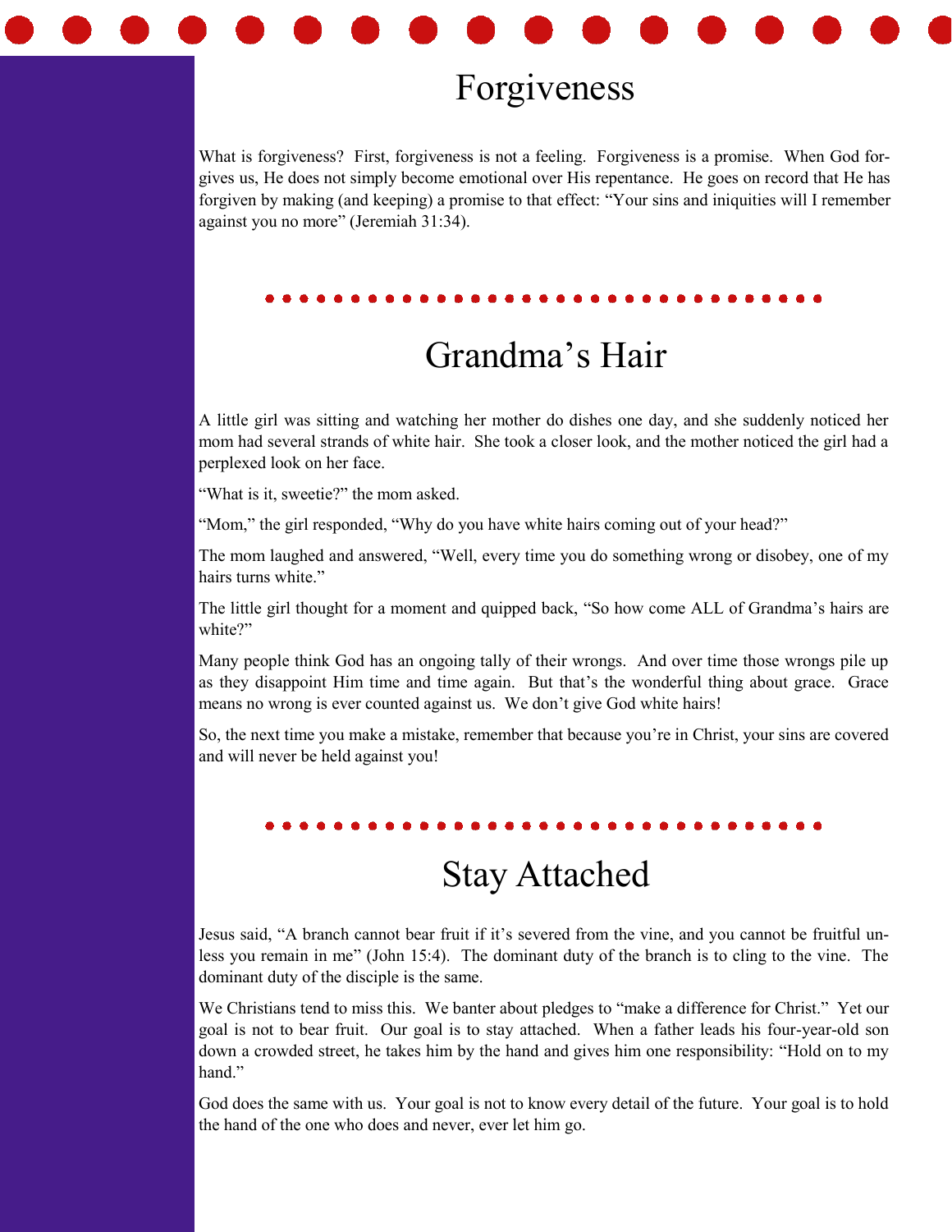# Forgiveness

What is forgiveness? First, forgiveness is not a feeling. Forgiveness is a promise. When God forgives us, He does not simply become emotional over His repentance. He goes on record that He has forgiven by making (and keeping) a promise to that effect: "Your sins and iniquities will I remember against you no more" (Jeremiah 31:34).

# Grandma's Hair

A little girl was sitting and watching her mother do dishes one day, and she suddenly noticed her mom had several strands of white hair. She took a closer look, and the mother noticed the girl had a perplexed look on her face.

"What is it, sweetie?" the mom asked.

"Mom," the girl responded, "Why do you have white hairs coming out of your head?"

The mom laughed and answered, "Well, every time you do something wrong or disobey, one of my hairs turns white."

The little girl thought for a moment and quipped back, "So how come ALL of Grandma's hairs are white?"

Many people think God has an ongoing tally of their wrongs. And over time those wrongs pile up as they disappoint Him time and time again. But that's the wonderful thing about grace. Grace means no wrong is ever counted against us. We don't give God white hairs!

So, the next time you make a mistake, remember that because you're in Christ, your sins are covered and will never be held against you!

# Stay Attached

Jesus said, "A branch cannot bear fruit if it's severed from the vine, and you cannot be fruitful unless you remain in me" (John 15:4). The dominant duty of the branch is to cling to the vine. The dominant duty of the disciple is the same.

We Christians tend to miss this. We banter about pledges to "make a difference for Christ." Yet our goal is not to bear fruit. Our goal is to stay attached. When a father leads his four-year-old son down a crowded street, he takes him by the hand and gives him one responsibility: "Hold on to my hand."

God does the same with us. Your goal is not to know every detail of the future. Your goal is to hold the hand of the one who does and never, ever let him go.